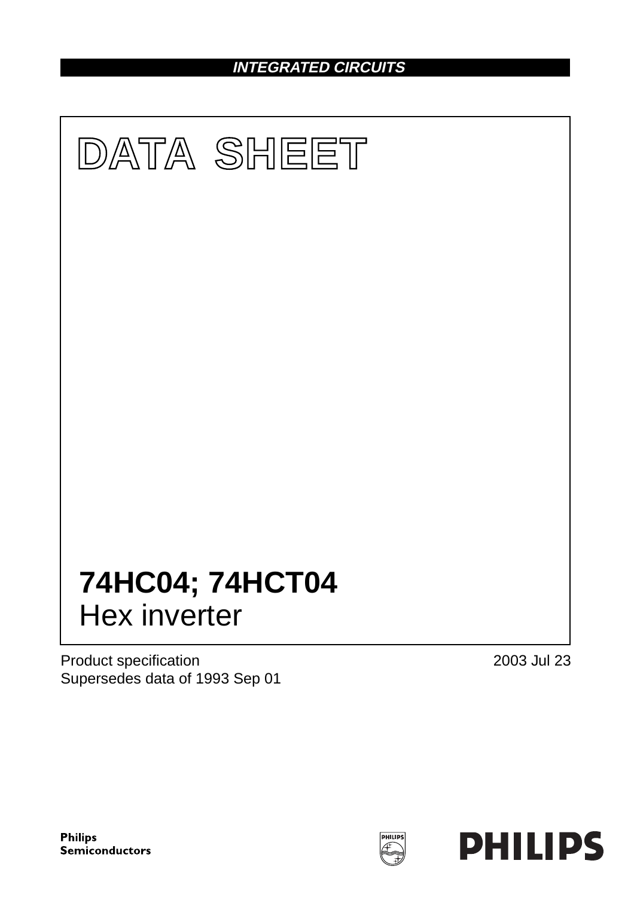**_INTEGRATED CIRCUITS_**

# DATA SHEET

# 74HC04; 74HCT04

## Hex inverter

Product specification
Supersedes data of 1993 Sep 01

2003 Jul 23

**Philips Semiconductors**

**PHILIPS**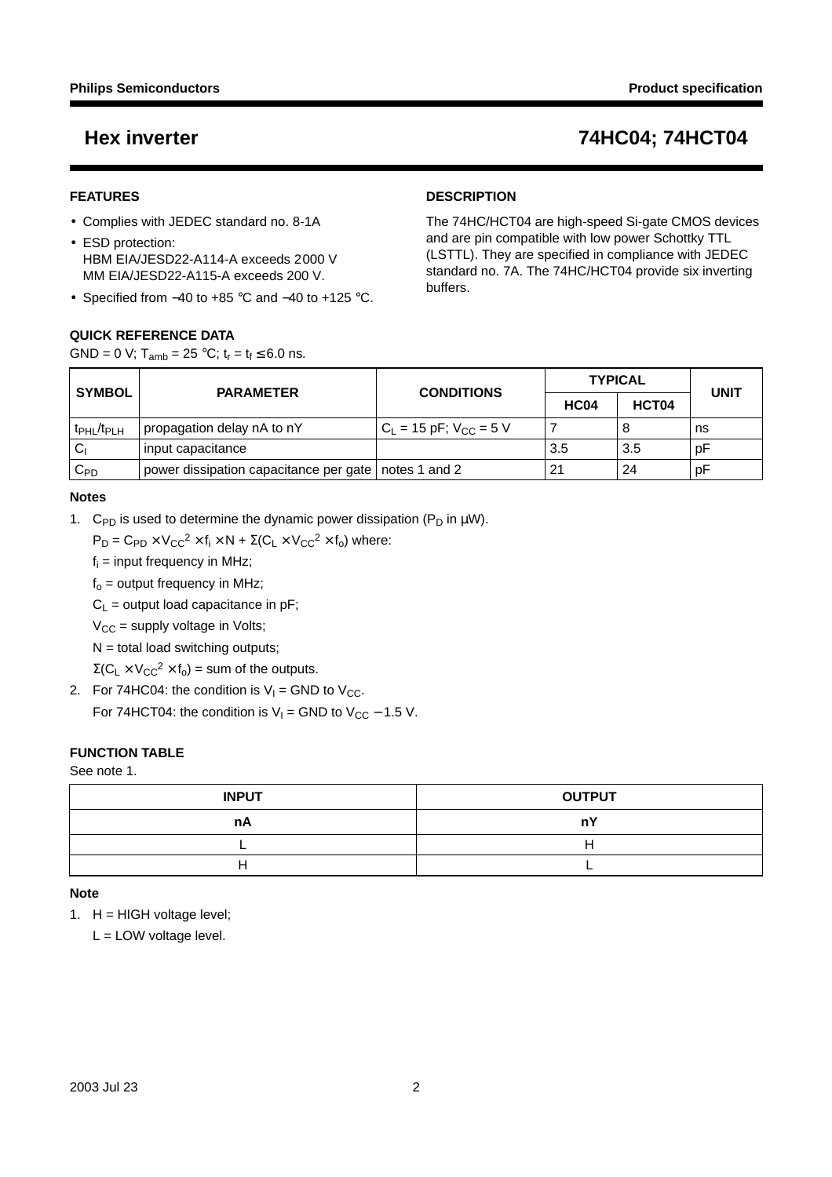# Hex inverter — 74HC04; 74HCT04

## FEATURES

- Complies with JEDEC standard no. 8-1A
- ESD protection:
  HBM EIA/JESD22-A114-A exceeds 2000 V
  MM EIA/JESD22-A115-A exceeds 200 V.
- Specified from −40 to +85 °C and −40 to +125 °C.

## DESCRIPTION

The 74HC/HCT04 are high-speed Si-gate CMOS devices and are pin compatible with low power Schottky TTL (LSTTL). They are specified in compliance with JEDEC standard no. 7A. The 74HC/HCT04 provide six inverting buffers.

## QUICK REFERENCE DATA

GND = 0 V; $T_{amb}$ = 25 °C; $t_r = t_f \leq 6.0$ ns.

| SYMBOL | PARAMETER | CONDITIONS | TYPICAL | | UNIT |
|---|---|---|---|---|---|
| | | | HC04 | HCT04 | |
| $t_{PHL}/t_{PLH}$ | propagation delay nA to nY | $C_L$ = 15 pF; $V_{CC}$ = 5 V | 7 | 8 | ns |
| $C_I$ | input capacitance | | 3.5 | 3.5 | pF |
| $C_{PD}$ | power dissipation capacitance per gate | notes 1 and 2 | 21 | 24 | pF |

**Notes**

1. $C_{PD}$ is used to determine the dynamic power dissipation ($P_D$ in μW).

   $P_D = C_{PD} \times V_{CC}^2 \times f_i \times N + \Sigma(C_L \times V_{CC}^2 \times f_o)$ where:

   $f_i$ = input frequency in MHz;

   $f_o$ = output frequency in MHz;

   $C_L$ = output load capacitance in pF;

   $V_{CC}$ = supply voltage in Volts;

   N = total load switching outputs;

   $\Sigma(C_L \times V_{CC}^2 \times f_o)$ = sum of the outputs.

2. For 74HC04: the condition is $V_I$ = GND to $V_{CC}$.

   For 74HCT04: the condition is $V_I$ = GND to $V_{CC}$ − 1.5 V.

## FUNCTION TABLE

See note 1.

| INPUT | OUTPUT |
|---|---|
| nA | nY |
| L | H |
| H | L |

**Note**

1. H = HIGH voltage level;

   L = LOW voltage level.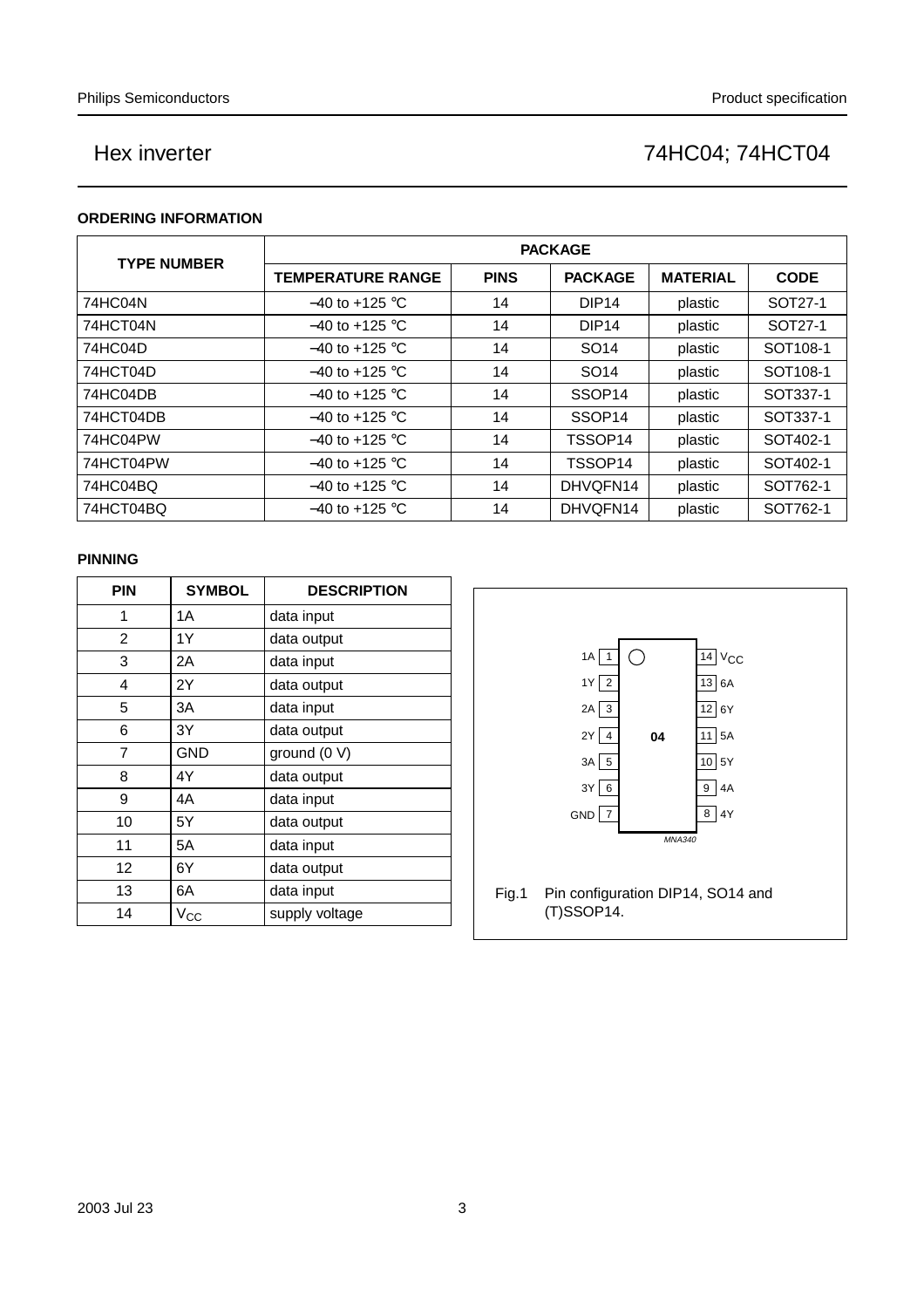## ORDERING INFORMATION

| TYPE NUMBER | PACKAGE | | | | |
|---|---|---|---|---|---|
| | TEMPERATURE RANGE | PINS | PACKAGE | MATERIAL | CODE |
| 74HC04N | −40 to +125 °C | 14 | DIP14 | plastic | SOT27-1 |
| 74HCT04N | −40 to +125 °C | 14 | DIP14 | plastic | SOT27-1 |
| 74HC04D | −40 to +125 °C | 14 | SO14 | plastic | SOT108-1 |
| 74HCT04D | −40 to +125 °C | 14 | SO14 | plastic | SOT108-1 |
| 74HC04DB | −40 to +125 °C | 14 | SSOP14 | plastic | SOT337-1 |
| 74HCT04DB | −40 to +125 °C | 14 | SSOP14 | plastic | SOT337-1 |
| 74HC04PW | −40 to +125 °C | 14 | TSSOP14 | plastic | SOT402-1 |
| 74HCT04PW | −40 to +125 °C | 14 | TSSOP14 | plastic | SOT402-1 |
| 74HC04BQ | −40 to +125 °C | 14 | DHVQFN14 | plastic | SOT762-1 |
| 74HCT04BQ | −40 to +125 °C | 14 | DHVQFN14 | plastic | SOT762-1 |

## PINNING

| PIN | SYMBOL | DESCRIPTION |
|---|---|---|
| 1 | 1A | data input |
| 2 | 1Y | data output |
| 3 | 2A | data input |
| 4 | 2Y | data output |
| 5 | 3A | data input |
| 6 | 3Y | data output |
| 7 | GND | ground (0 V) |
| 8 | 4Y | data output |
| 9 | 4A | data input |
| 10 | 5Y | data output |
| 11 | 5A | data input |
| 12 | 6Y | data output |
| 13 | 6A | data input |
| 14 | $V_{CC}$ | supply voltage |

| Left label | Pin | | Pin | Right label |
|---|---|---|---|---|
| 1A | 1 | 04 | 14 | $V_{CC}$ |
| 1Y | 2 | | 13 | 6A |
| 2A | 3 | | 12 | 6Y |
| 2Y | 4 | | 11 | 5A |
| 3A | 5 | | 10 | 5Y |
| 3Y | 6 | | 9 | 4A |
| GND | 7 | | 8 | 4Y |

MNA340

Fig.1 Pin configuration DIP14, SO14 and (T)SSOP14.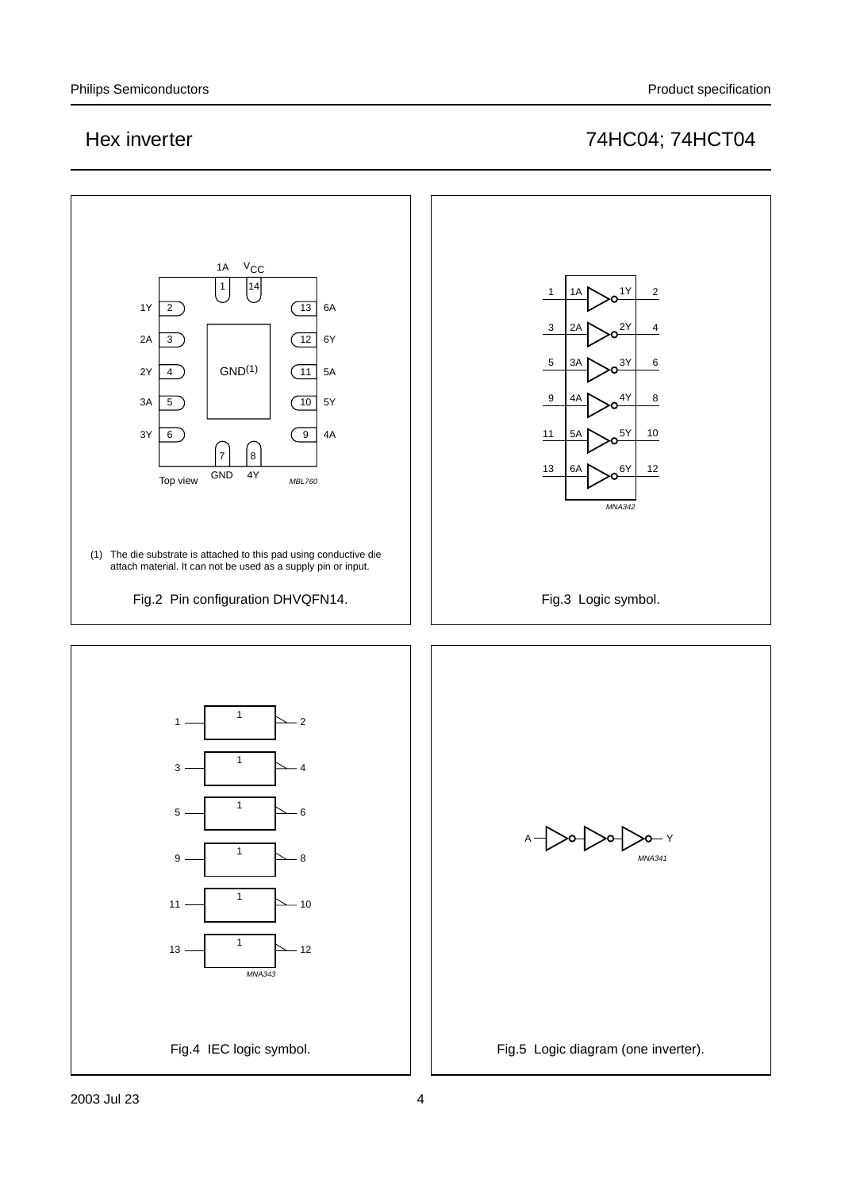(1) The die substrate is attached to this pad using conductive die attach material. It can not be used as a supply pin or input.

Fig.2 Pin configuration DHVQFN14.

Fig.3 Logic symbol.

Fig.4 IEC logic symbol.

Fig.5 Logic diagram (one inverter).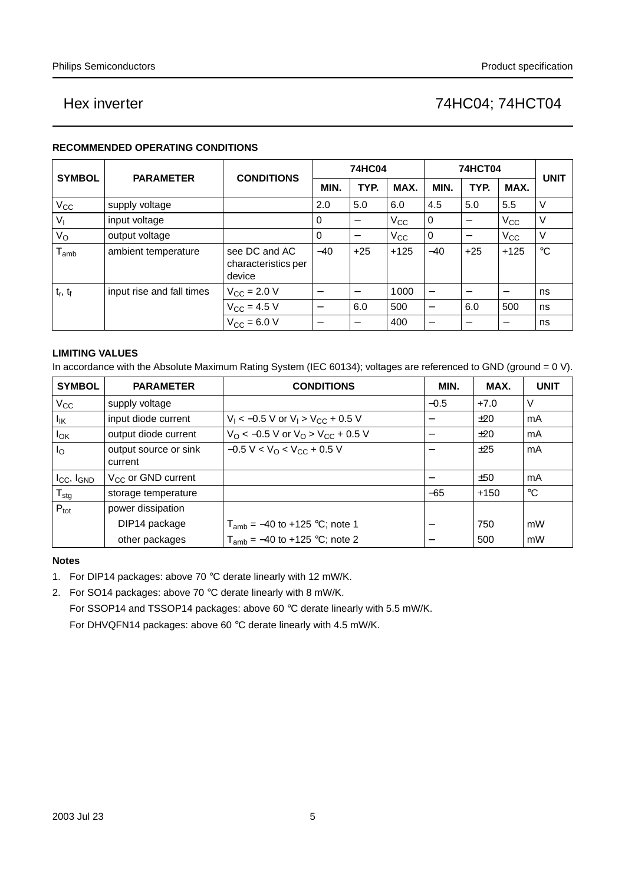# Hex inverter

# 74HC04; 74HCT04

### RECOMMENDED OPERATING CONDITIONS

| SYMBOL | PARAMETER | CONDITIONS | 74HC04 | | | 74HCT04 | | | UNIT |
|---|---|---|---|---|---|---|---|---|---|
| | | | MIN. | TYP. | MAX. | MIN. | TYP. | MAX. | |
| $V_{CC}$ | supply voltage | | 2.0 | 5.0 | 6.0 | 4.5 | 5.0 | 5.5 | V |
| $V_I$ | input voltage | | 0 | − | $V_{CC}$ | 0 | − | $V_{CC}$ | V |
| $V_O$ | output voltage | | 0 | − | $V_{CC}$ | 0 | − | $V_{CC}$ | V |
| $T_{amb}$ | ambient temperature | see DC and AC characteristics per device | −40 | +25 | +125 | −40 | +25 | +125 | °C |
| $t_r$, $t_f$ | input rise and fall times | $V_{CC}$ = 2.0 V | − | − | 1000 | − | − | − | ns |
| | | $V_{CC}$ = 4.5 V | − | 6.0 | 500 | − | 6.0 | 500 | ns |
| | | $V_{CC}$ = 6.0 V | − | − | 400 | − | − | − | ns |

### LIMITING VALUES

In accordance with the Absolute Maximum Rating System (IEC 60134); voltages are referenced to GND (ground = 0 V).

| SYMBOL | PARAMETER | CONDITIONS | MIN. | MAX. | UNIT |
|---|---|---|---|---|---|
| $V_{CC}$ | supply voltage | | −0.5 | +7.0 | V |
| $I_{IK}$ | input diode current | $V_I$ < −0.5 V or $V_I$ > $V_{CC}$ + 0.5 V | − | ±20 | mA |
| $I_{OK}$ | output diode current | $V_O$ < −0.5 V or $V_O$ > $V_{CC}$ + 0.5 V | − | ±20 | mA |
| $I_O$ | output source or sink current | −0.5 V < $V_O$ < $V_{CC}$ + 0.5 V | − | ±25 | mA |
| $I_{CC}$, $I_{GND}$ | $V_{CC}$ or GND current | | − | ±50 | mA |
| $T_{stg}$ | storage temperature | | −65 | +150 | °C |
| $P_{tot}$ | power dissipation | | | | |
| | DIP14 package | $T_{amb}$ = −40 to +125 °C; note 1 | − | 750 | mW |
| | other packages | $T_{amb}$ = −40 to +125 °C; note 2 | − | 500 | mW |

#### Notes

1. For DIP14 packages: above 70 °C derate linearly with 12 mW/K.
2. For SO14 packages: above 70 °C derate linearly with 8 mW/K.

   For SSOP14 and TSSOP14 packages: above 60 °C derate linearly with 5.5 mW/K.

   For DHVQFN14 packages: above 60 °C derate linearly with 4.5 mW/K.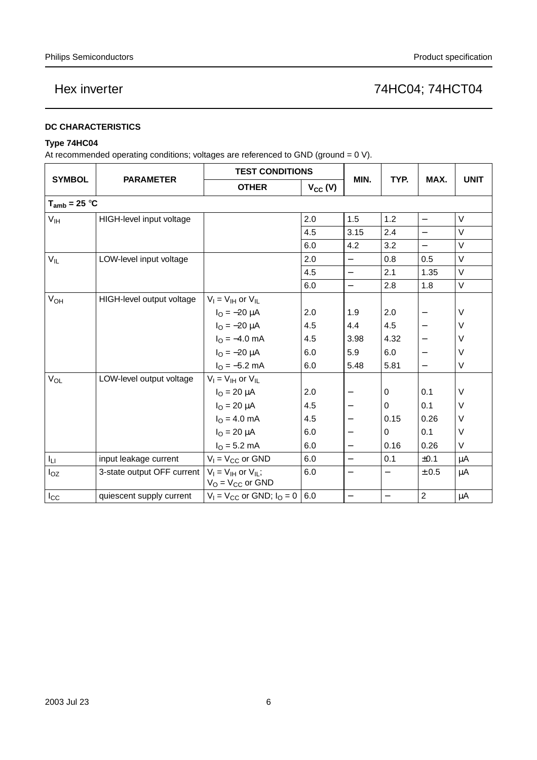### DC CHARACTERISTICS

**Type 74HC04**

At recommended operating conditions; voltages are referenced to GND (ground = 0 V).

| SYMBOL | PARAMETER | TEST CONDITIONS | | MIN. | TYP. | MAX. | UNIT |
|---|---|---|---|---|---|---|---|
| | | OTHER | $V_{CC}$ (V) | | | | |
| $T_{amb}$ = 25 °C | | | | | | | |
| $V_{IH}$ | HIGH-level input voltage | | 2.0 | 1.5 | 1.2 | − | V |
| | | | 4.5 | 3.15 | 2.4 | − | V |
| | | | 6.0 | 4.2 | 3.2 | − | V |
| $V_{IL}$ | LOW-level input voltage | | 2.0 | − | 0.8 | 0.5 | V |
| | | | 4.5 | − | 2.1 | 1.35 | V |
| | | | 6.0 | − | 2.8 | 1.8 | V |
| $V_{OH}$ | HIGH-level output voltage | $V_I = V_{IH}$ or $V_{IL}$ | | | | | |
| | | $I_O$ = −20 μA | 2.0 | 1.9 | 2.0 | − | V |
| | | $I_O$ = −20 μA | 4.5 | 4.4 | 4.5 | − | V |
| | | $I_O$ = −4.0 mA | 4.5 | 3.98 | 4.32 | − | V |
| | | $I_O$ = −20 μA | 6.0 | 5.9 | 6.0 | − | V |
| | | $I_O$ = −5.2 mA | 6.0 | 5.48 | 5.81 | − | V |
| $V_{OL}$ | LOW-level output voltage | $V_I = V_{IH}$ or $V_{IL}$ | | | | | |
| | | $I_O$ = 20 μA | 2.0 | − | 0 | 0.1 | V |
| | | $I_O$ = 20 μA | 4.5 | − | 0 | 0.1 | V |
| | | $I_O$ = 4.0 mA | 4.5 | − | 0.15 | 0.26 | V |
| | | $I_O$ = 20 μA | 6.0 | − | 0 | 0.1 | V |
| | | $I_O$ = 5.2 mA | 6.0 | − | 0.16 | 0.26 | V |
| $I_{LI}$ | input leakage current | $V_I = V_{CC}$ or GND | 6.0 | − | 0.1 | ±0.1 | μA |
| $I_{OZ}$ | 3-state output OFF current | $V_I = V_{IH}$ or $V_{IL}$; $V_O = V_{CC}$ or GND | 6.0 | − | − | ±0.5 | μA |
| $I_{CC}$ | quiescent supply current | $V_I = V_{CC}$ or GND; $I_O = 0$ | 6.0 | − | − | 2 | μA |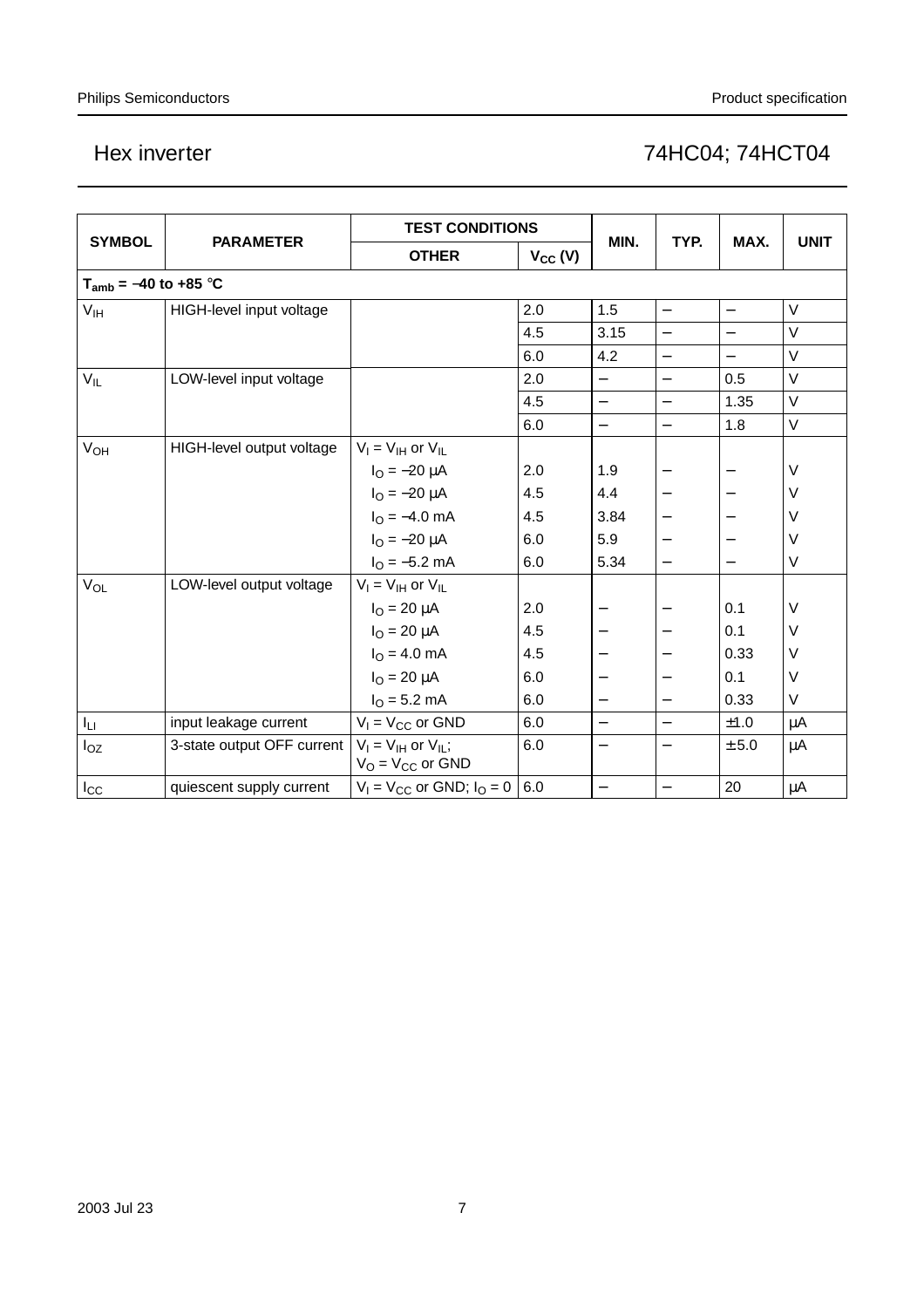| SYMBOL | PARAMETER | TEST CONDITIONS | | MIN. | TYP. | MAX. | UNIT |
|---|---|---|---|---|---|---|---|
| | | OTHER | $V_{CC}$ (V) | | | | |
| $T_{amb}$ = −40 to +85 °C | | | | | | | |
| $V_{IH}$ | HIGH-level input voltage | | 2.0 | 1.5 | − | − | V |
| | | | 4.5 | 3.15 | − | − | V |
| | | | 6.0 | 4.2 | − | − | V |
| $V_{IL}$ | LOW-level input voltage | | 2.0 | − | − | 0.5 | V |
| | | | 4.5 | − | − | 1.35 | V |
| | | | 6.0 | − | − | 1.8 | V |
| $V_{OH}$ | HIGH-level output voltage | $V_I = V_{IH}$ or $V_{IL}$ | | | | | |
| | | $I_O$ = −20 μA | 2.0 | 1.9 | − | − | V |
| | | $I_O$ = −20 μA | 4.5 | 4.4 | − | − | V |
| | | $I_O$ = −4.0 mA | 4.5 | 3.84 | − | − | V |
| | | $I_O$ = −20 μA | 6.0 | 5.9 | − | − | V |
| | | $I_O$ = −5.2 mA | 6.0 | 5.34 | − | − | V |
| $V_{OL}$ | LOW-level output voltage | $V_I = V_{IH}$ or $V_{IL}$ | | | | | |
| | | $I_O$ = 20 μA | 2.0 | − | − | 0.1 | V |
| | | $I_O$ = 20 μA | 4.5 | − | − | 0.1 | V |
| | | $I_O$ = 4.0 mA | 4.5 | − | − | 0.33 | V |
| | | $I_O$ = 20 μA | 6.0 | − | − | 0.1 | V |
| | | $I_O$ = 5.2 mA | 6.0 | − | − | 0.33 | V |
| $I_{LI}$ | input leakage current | $V_I = V_{CC}$ or GND | 6.0 | − | − | ±1.0 | μA |
| $I_{OZ}$ | 3-state output OFF current | $V_I = V_{IH}$ or $V_{IL}$; $V_O = V_{CC}$ or GND | 6.0 | − | − | ±5.0 | μA |
| $I_{CC}$ | quiescent supply current | $V_I = V_{CC}$ or GND; $I_O = 0$ | 6.0 | − | − | 20 | μA |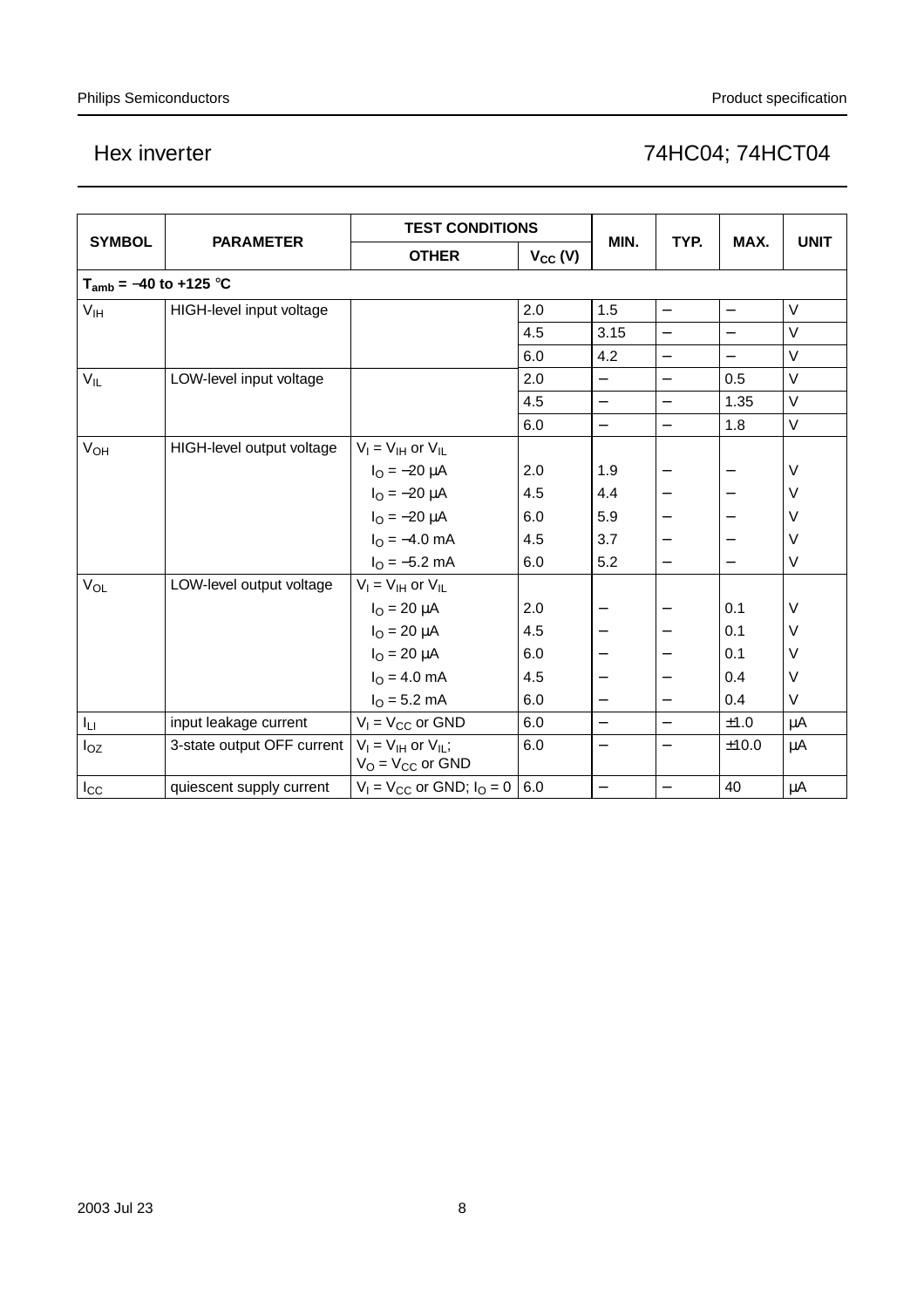| SYMBOL | PARAMETER | TEST CONDITIONS | | MIN. | TYP. | MAX. | UNIT |
|---|---|---|---|---|---|---|---|
| | | OTHER | $V_{CC}$ (V) | | | | |
| $T_{amb}$ = −40 to +125 °C | | | | | | | |
| $V_{IH}$ | HIGH-level input voltage | | 2.0 | 1.5 | − | − | V |
| | | | 4.5 | 3.15 | − | − | V |
| | | | 6.0 | 4.2 | − | − | V |
| $V_{IL}$ | LOW-level input voltage | | 2.0 | − | − | 0.5 | V |
| | | | 4.5 | − | − | 1.35 | V |
| | | | 6.0 | − | − | 1.8 | V |
| $V_{OH}$ | HIGH-level output voltage | $V_I = V_{IH}$ or $V_{IL}$ | | | | | |
| | | $I_O$ = −20 μA | 2.0 | 1.9 | − | − | V |
| | | $I_O$ = −20 μA | 4.5 | 4.4 | − | − | V |
| | | $I_O$ = −20 μA | 6.0 | 5.9 | − | − | V |
| | | $I_O$ = −4.0 mA | 4.5 | 3.7 | − | − | V |
| | | $I_O$ = −5.2 mA | 6.0 | 5.2 | − | − | V |
| $V_{OL}$ | LOW-level output voltage | $V_I = V_{IH}$ or $V_{IL}$ | | | | | |
| | | $I_O$ = 20 μA | 2.0 | − | − | 0.1 | V |
| | | $I_O$ = 20 μA | 4.5 | − | − | 0.1 | V |
| | | $I_O$ = 20 μA | 6.0 | − | − | 0.1 | V |
| | | $I_O$ = 4.0 mA | 4.5 | − | − | 0.4 | V |
| | | $I_O$ = 5.2 mA | 6.0 | − | − | 0.4 | V |
| $I_{LI}$ | input leakage current | $V_I = V_{CC}$ or GND | 6.0 | − | − | ±1.0 | μA |
| $I_{OZ}$ | 3-state output OFF current | $V_I = V_{IH}$ or $V_{IL}$; $V_O = V_{CC}$ or GND | 6.0 | − | − | ±10.0 | μA |
| $I_{CC}$ | quiescent supply current | $V_I = V_{CC}$ or GND; $I_O$ = 0 | 6.0 | − | − | 40 | μA |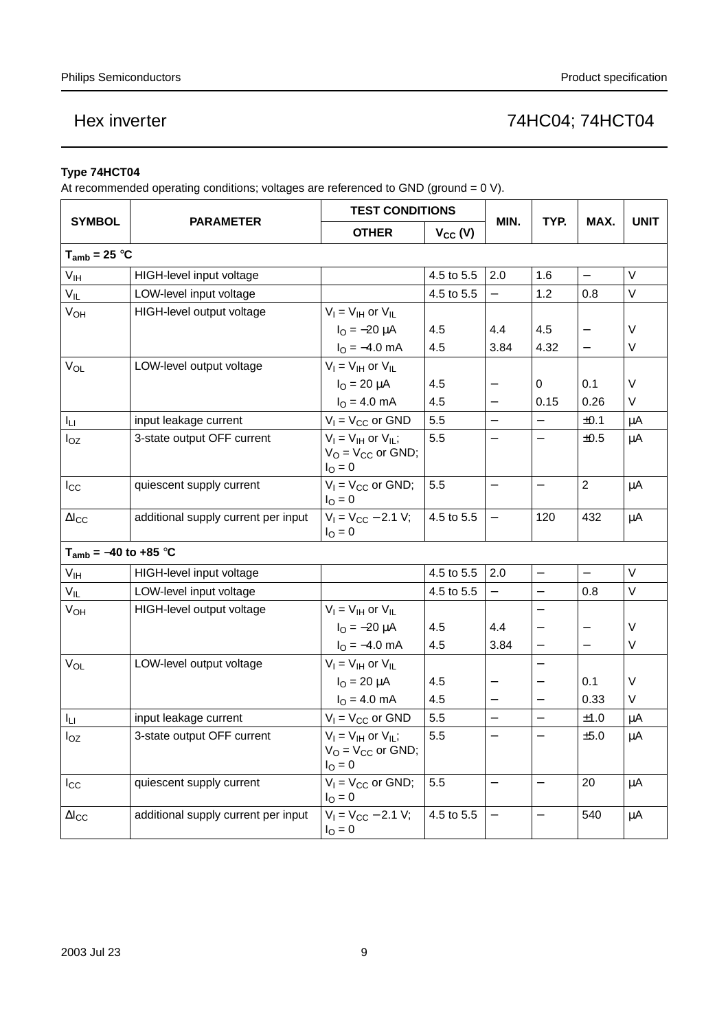**Type 74HCT04**

At recommended operating conditions; voltages are referenced to GND (ground = 0 V).

| SYMBOL | PARAMETER | TEST CONDITIONS | | MIN. | TYP. | MAX. | UNIT |
|---|---|---|---|---|---|---|---|
| | | OTHER | $V_{CC}$ (V) | | | | |
| **$T_{amb}$ = 25 °C** | | | | | | | |
| $V_{IH}$ | HIGH-level input voltage | | 4.5 to 5.5 | 2.0 | 1.6 | − | V |
| $V_{IL}$ | LOW-level input voltage | | 4.5 to 5.5 | − | 1.2 | 0.8 | V |
| $V_{OH}$ | HIGH-level output voltage | $V_I = V_{IH}$ or $V_{IL}$ | | | | | |
| | | $I_O$ = −20 μA | 4.5 | 4.4 | 4.5 | − | V |
| | | $I_O$ = −4.0 mA | 4.5 | 3.84 | 4.32 | − | V |
| $V_{OL}$ | LOW-level output voltage | $V_I = V_{IH}$ or $V_{IL}$ | | | | | |
| | | $I_O$ = 20 μA | 4.5 | − | 0 | 0.1 | V |
| | | $I_O$ = 4.0 mA | 4.5 | − | 0.15 | 0.26 | V |
| $I_{LI}$ | input leakage current | $V_I = V_{CC}$ or GND | 5.5 | − | − | ±0.1 | μA |
| $I_{OZ}$ | 3-state output OFF current | $V_I = V_{IH}$ or $V_{IL}$; $V_O = V_{CC}$ or GND; $I_O$ = 0 | 5.5 | − | − | ±0.5 | μA |
| $I_{CC}$ | quiescent supply current | $V_I = V_{CC}$ or GND; $I_O$ = 0 | 5.5 | − | − | 2 | μA |
| $\Delta I_{CC}$ | additional supply current per input | $V_I = V_{CC}$ − 2.1 V; $I_O$ = 0 | 4.5 to 5.5 | − | 120 | 432 | μA |
| **$T_{amb}$ = −40 to +85 °C** | | | | | | | |
| $V_{IH}$ | HIGH-level input voltage | | 4.5 to 5.5 | 2.0 | − | − | V |
| $V_{IL}$ | LOW-level input voltage | | 4.5 to 5.5 | − | − | 0.8 | V |
| $V_{OH}$ | HIGH-level output voltage | $V_I = V_{IH}$ or $V_{IL}$ | | | − | | |
| | | $I_O$ = −20 μA | 4.5 | 4.4 | − | − | V |
| | | $I_O$ = −4.0 mA | 4.5 | 3.84 | − | − | V |
| $V_{OL}$ | LOW-level output voltage | $V_I = V_{IH}$ or $V_{IL}$ | | | − | | |
| | | $I_O$ = 20 μA | 4.5 | − | − | 0.1 | V |
| | | $I_O$ = 4.0 mA | 4.5 | − | − | 0.33 | V |
| $I_{LI}$ | input leakage current | $V_I = V_{CC}$ or GND | 5.5 | − | − | ±1.0 | μA |
| $I_{OZ}$ | 3-state output OFF current | $V_I = V_{IH}$ or $V_{IL}$; $V_O = V_{CC}$ or GND; $I_O$ = 0 | 5.5 | − | − | ±5.0 | μA |
| $I_{CC}$ | quiescent supply current | $V_I = V_{CC}$ or GND; $I_O$ = 0 | 5.5 | − | − | 20 | μA |
| $\Delta I_{CC}$ | additional supply current per input | $V_I = V_{CC}$ − 2.1 V; $I_O$ = 0 | 4.5 to 5.5 | − | − | 540 | μA |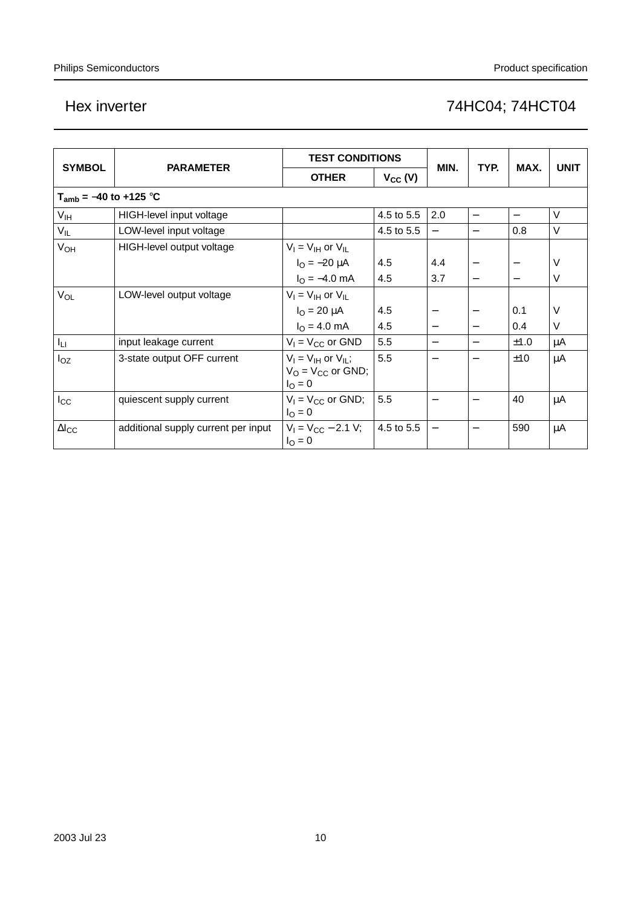| SYMBOL | PARAMETER | TEST CONDITIONS | | MIN. | TYP. | MAX. | UNIT |
|---|---|---|---|---|---|---|---|
| | | OTHER | $V_{CC}$ (V) | | | | |
| **$T_{amb}$ = −40 to +125 °C** | | | | | | | |
| $V_{IH}$ | HIGH-level input voltage | | 4.5 to 5.5 | 2.0 | − | − | V |
| $V_{IL}$ | LOW-level input voltage | | 4.5 to 5.5 | − | − | 0.8 | V |
| $V_{OH}$ | HIGH-level output voltage | $V_I = V_{IH}$ or $V_{IL}$ | | | | | |
| | | $I_O$ = −20 μA | 4.5 | 4.4 | − | − | V |
| | | $I_O$ = −4.0 mA | 4.5 | 3.7 | − | − | V |
| $V_{OL}$ | LOW-level output voltage | $V_I = V_{IH}$ or $V_{IL}$ | | | | | |
| | | $I_O$ = 20 μA | 4.5 | − | − | 0.1 | V |
| | | $I_O$ = 4.0 mA | 4.5 | − | − | 0.4 | V |
| $I_{LI}$ | input leakage current | $V_I = V_{CC}$ or GND | 5.5 | − | − | ±1.0 | μA |
| $I_{OZ}$ | 3-state output OFF current | $V_I = V_{IH}$ or $V_{IL}$; $V_O = V_{CC}$ or GND; $I_O = 0$ | 5.5 | − | − | ±10 | μA |
| $I_{CC}$ | quiescent supply current | $V_I = V_{CC}$ or GND; $I_O = 0$ | 5.5 | − | − | 40 | μA |
| $\Delta I_{CC}$ | additional supply current per input | $V_I = V_{CC}$ − 2.1 V; $I_O = 0$ | 4.5 to 5.5 | − | − | 590 | μA |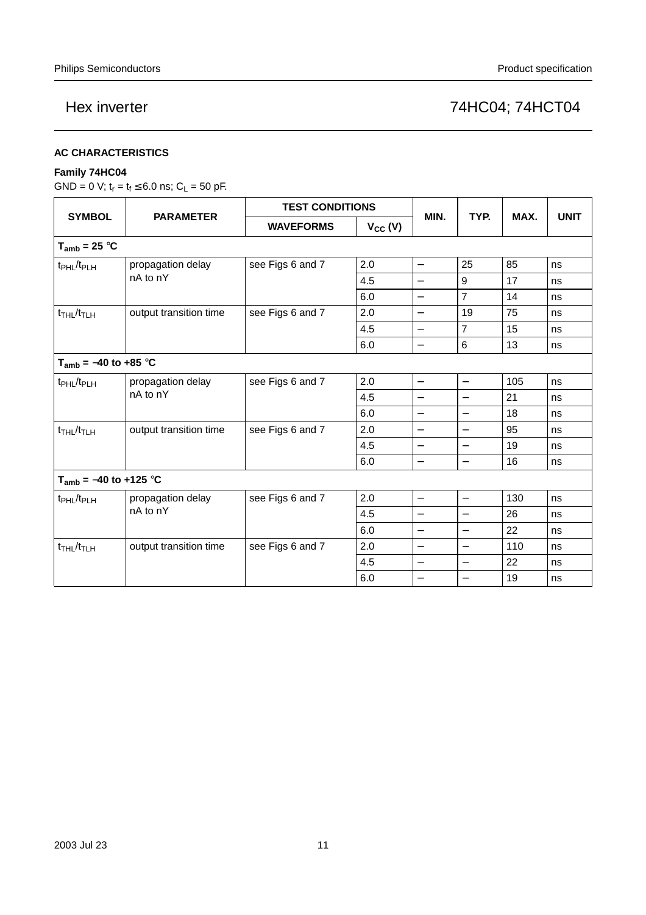## AC CHARACTERISTICS

### Family 74HC04

GND = 0 V; $t_r = t_f \leq 6.0$ ns; $C_L = 50$ pF.

| SYMBOL | PARAMETER | TEST CONDITIONS | | MIN. | TYP. | MAX. | UNIT |
|---|---|---|---|---|---|---|---|
| | | WAVEFORMS | $V_{CC}$ (V) | | | | |
| **$T_{amb}$ = 25 °C** | | | | | | | |
| $t_{PHL}/t_{PLH}$ | propagation delay nA to nY | see Figs 6 and 7 | 2.0 | − | 25 | 85 | ns |
| | | | 4.5 | − | 9 | 17 | ns |
| | | | 6.0 | − | 7 | 14 | ns |
| $t_{THL}/t_{TLH}$ | output transition time | see Figs 6 and 7 | 2.0 | − | 19 | 75 | ns |
| | | | 4.5 | − | 7 | 15 | ns |
| | | | 6.0 | − | 6 | 13 | ns |
| **$T_{amb}$ = −40 to +85 °C** | | | | | | | |
| $t_{PHL}/t_{PLH}$ | propagation delay nA to nY | see Figs 6 and 7 | 2.0 | − | − | 105 | ns |
| | | | 4.5 | − | − | 21 | ns |
| | | | 6.0 | − | − | 18 | ns |
| $t_{THL}/t_{TLH}$ | output transition time | see Figs 6 and 7 | 2.0 | − | − | 95 | ns |
| | | | 4.5 | − | − | 19 | ns |
| | | | 6.0 | − | − | 16 | ns |
| **$T_{amb}$ = −40 to +125 °C** | | | | | | | |
| $t_{PHL}/t_{PLH}$ | propagation delay nA to nY | see Figs 6 and 7 | 2.0 | − | − | 130 | ns |
| | | | 4.5 | − | − | 26 | ns |
| | | | 6.0 | − | − | 22 | ns |
| $t_{THL}/t_{TLH}$ | output transition time | see Figs 6 and 7 | 2.0 | − | − | 110 | ns |
| | | | 4.5 | − | − | 22 | ns |
| | | | 6.0 | − | − | 19 | ns |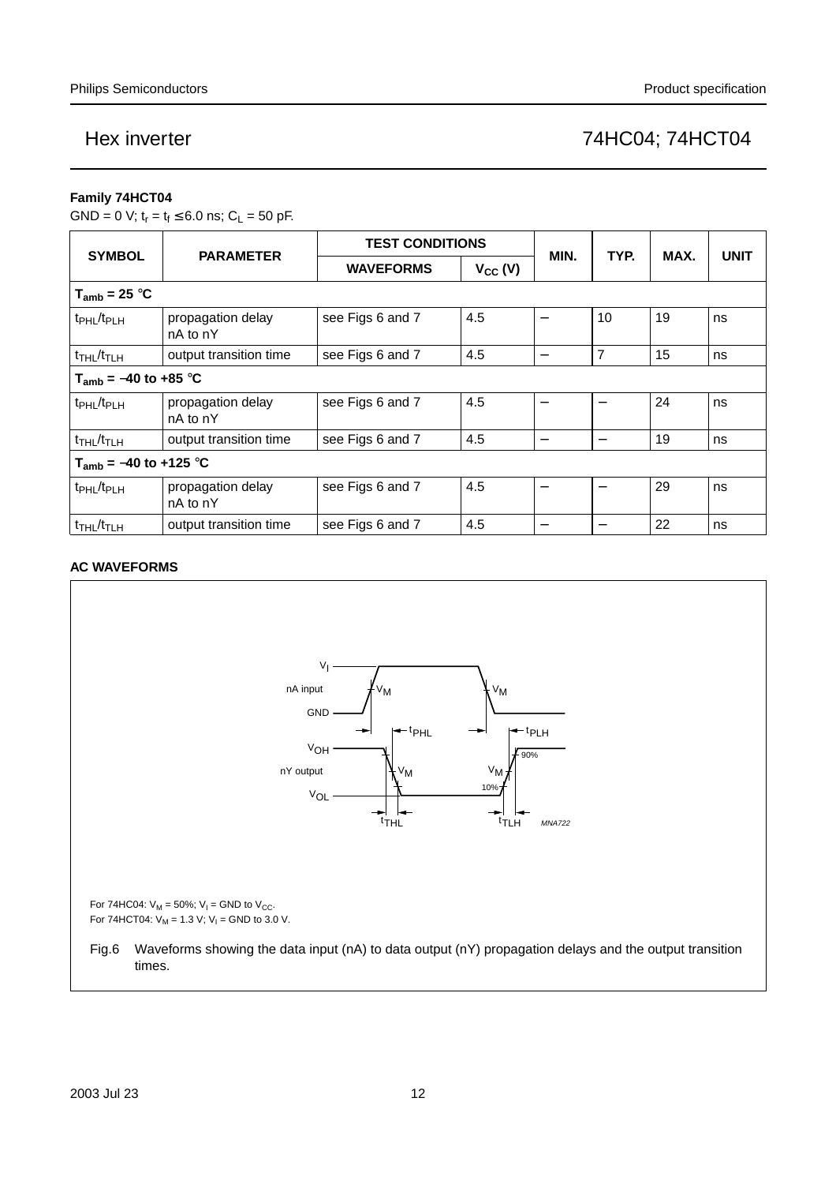### Family 74HCT04

GND = 0 V; $t_r = t_f \leq 6.0$ ns; $C_L = 50$ pF.

| SYMBOL | PARAMETER | TEST CONDITIONS | | MIN. | TYP. | MAX. | UNIT |
|---|---|---|---|---|---|---|---|
| | | WAVEFORMS | $V_{CC}$ (V) | | | | |
| **$T_{amb} = 25$ °C** | | | | | | | |
| $t_{PHL}/t_{PLH}$ | propagation delay nA to nY | see Figs 6 and 7 | 4.5 | – | 10 | 19 | ns |
| $t_{THL}/t_{TLH}$ | output transition time | see Figs 6 and 7 | 4.5 | – | 7 | 15 | ns |
| **$T_{amb} = -40$ to +85 °C** | | | | | | | |
| $t_{PHL}/t_{PLH}$ | propagation delay nA to nY | see Figs 6 and 7 | 4.5 | – | – | 24 | ns |
| $t_{THL}/t_{TLH}$ | output transition time | see Figs 6 and 7 | 4.5 | – | – | 19 | ns |
| **$T_{amb} = -40$ to +125 °C** | | | | | | | |
| $t_{PHL}/t_{PLH}$ | propagation delay nA to nY | see Figs 6 and 7 | 4.5 | – | – | 29 | ns |
| $t_{THL}/t_{TLH}$ | output transition time | see Figs 6 and 7 | 4.5 | – | – | 22 | ns |

### AC WAVEFORMS

For 74HC04: $V_M = 50\%$; $V_I$ = GND to $V_{CC}$.
For 74HCT04: $V_M = 1.3$ V; $V_I$ = GND to 3.0 V.

Fig.6 Waveforms showing the data input (nA) to data output (nY) propagation delays and the output transition times.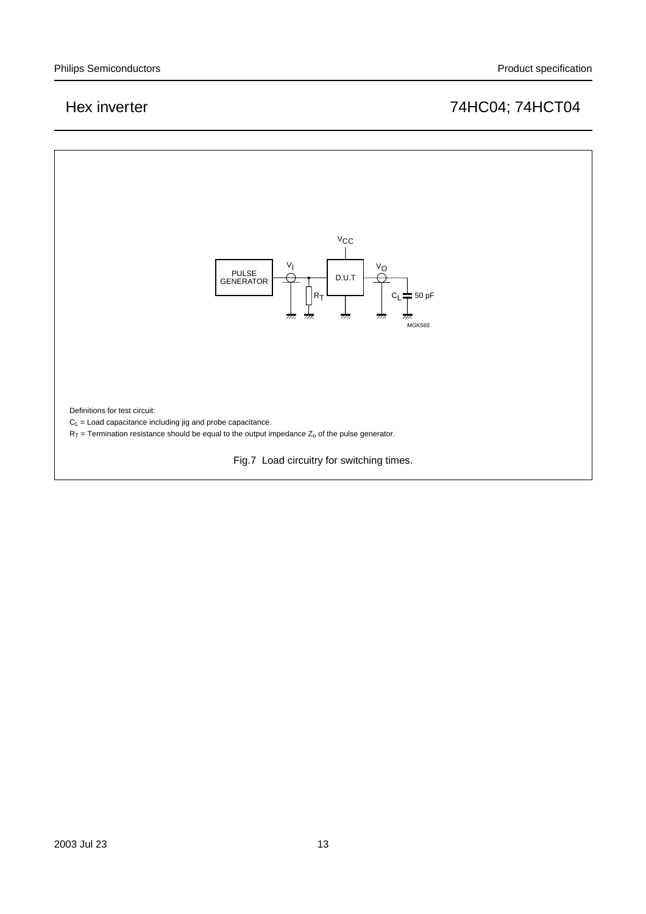Definitions for test circuit:

$C_L$ = Load capacitance including jig and probe capacitance.

$R_T$ = Termination resistance should be equal to the output impedance $Z_o$ of the pulse generator.

Fig.7 Load circuitry for switching times.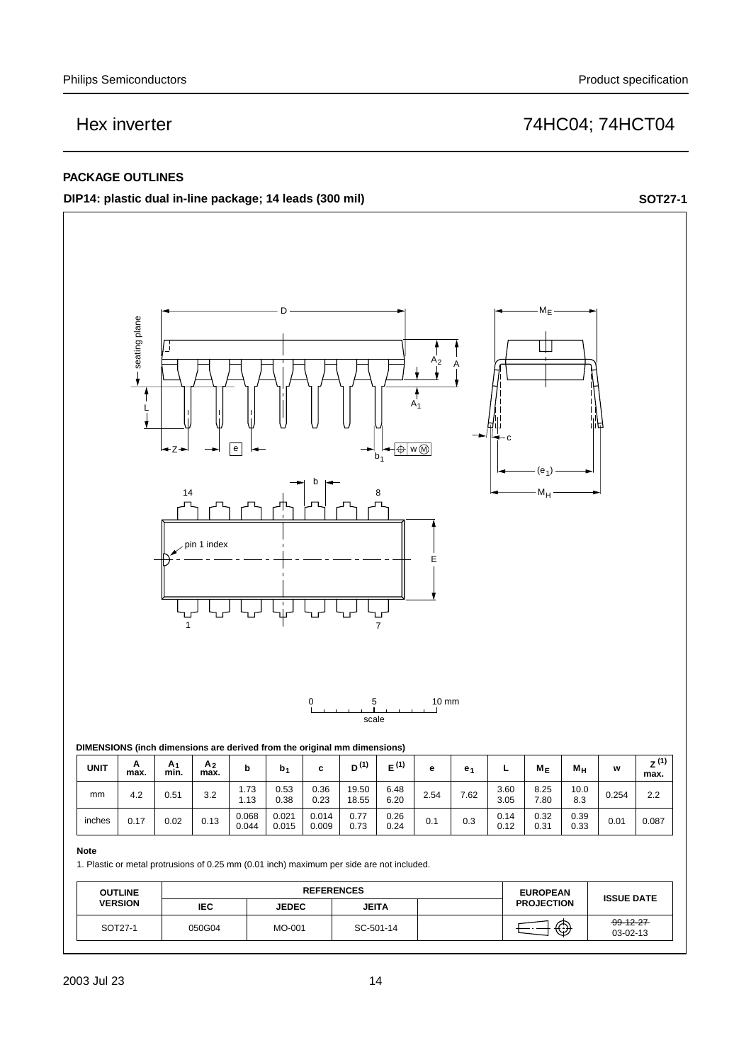## PACKAGE OUTLINES

**DIP14: plastic dual in-line package; 14 leads (300 mil)** **SOT27-1**

**DIMENSIONS (inch dimensions are derived from the original mm dimensions)**

| UNIT | A max. | $A_1$ min. | $A_2$ max. | b | $b_1$ | c | $D^{(1)}$ | $E^{(1)}$ | e | $e_1$ | L | $M_E$ | $M_H$ | w | $Z^{(1)}$ max. |
|---|---|---|---|---|---|---|---|---|---|---|---|---|---|---|---|
| mm | 4.2 | 0.51 | 3.2 | 1.73<br>1.13 | 0.53<br>0.38 | 0.36<br>0.23 | 19.50<br>18.55 | 6.48<br>6.20 | 2.54 | 7.62 | 3.60<br>3.05 | 8.25<br>7.80 | 10.0<br>8.3 | 0.254 | 2.2 |
| inches | 0.17 | 0.02 | 0.13 | 0.068<br>0.044 | 0.021<br>0.015 | 0.014<br>0.009 | 0.77<br>0.73 | 0.26<br>0.24 | 0.1 | 0.3 | 0.14<br>0.12 | 0.32<br>0.31 | 0.39<br>0.33 | 0.01 | 0.087 |

**Note**

1. Plastic or metal protrusions of 0.25 mm (0.01 inch) maximum per side are not included.

| OUTLINE VERSION | REFERENCES | | | | EUROPEAN PROJECTION | ISSUE DATE |
|---|---|---|---|---|---|---|
| | IEC | JEDEC | JEITA | | | |
| SOT27-1 | 050G04 | MO-001 | SC-501-14 | | | ~~99-12-27~~<br>03-02-13 |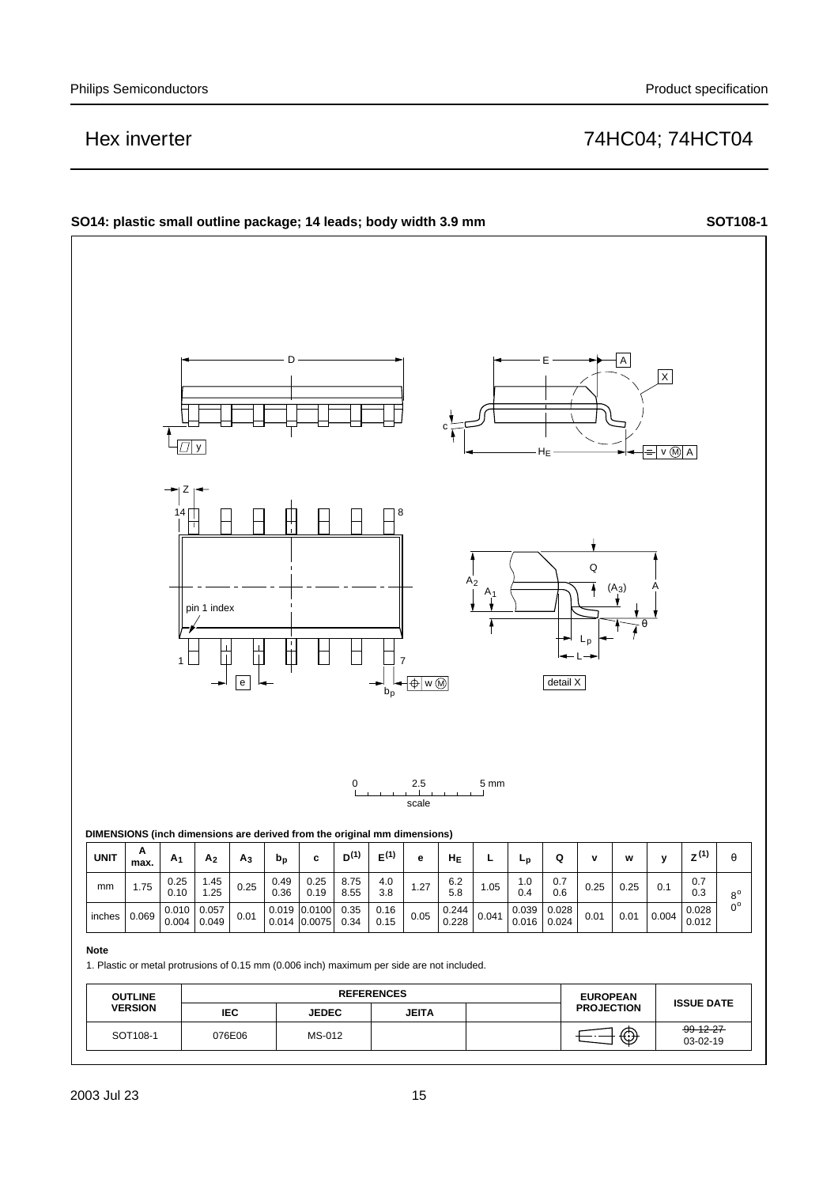## SO14: plastic small outline package; 14 leads; body width 3.9 mm

**SOT108-1**

DIMENSIONS (inch dimensions are derived from the original mm dimensions)

| UNIT | A max. | $A_1$ | $A_2$ | $A_3$ | $b_p$ | c | $D^{(1)}$ | $E^{(1)}$ | e | $H_E$ | L | $L_p$ | Q | v | w | y | $Z^{(1)}$ | θ |
|---|---|---|---|---|---|---|---|---|---|---|---|---|---|---|---|---|---|---|
| mm | 1.75 | 0.25<br>0.10 | 1.45<br>1.25 | 0.25 | 0.49<br>0.36 | 0.25<br>0.19 | 8.75<br>8.55 | 4.0<br>3.8 | 1.27 | 6.2<br>5.8 | 1.05 | 1.0<br>0.4 | 0.7<br>0.6 | 0.25 | 0.25 | 0.1 | 0.7<br>0.3 | 8°<br>0° |
| inches | 0.069 | 0.010<br>0.004 | 0.057<br>0.049 | 0.01 | 0.019<br>0.014 | 0.0100<br>0.0075 | 0.35<br>0.34 | 0.16<br>0.15 | 0.05 | 0.244<br>0.228 | 0.041 | 0.039<br>0.016 | 0.028<br>0.024 | 0.01 | 0.01 | 0.004 | 0.028<br>0.012 | |

**Note**

1. Plastic or metal protrusions of 0.15 mm (0.006 inch) maximum per side are not included.

| OUTLINE VERSION | REFERENCES | | | | EUROPEAN PROJECTION | ISSUE DATE |
|---|---|---|---|---|---|---|
| | IEC | JEDEC | JEITA | | | |
| SOT108-1 | 076E06 | MS-012 | | | | ~~99-12-27~~<br>03-02-19 |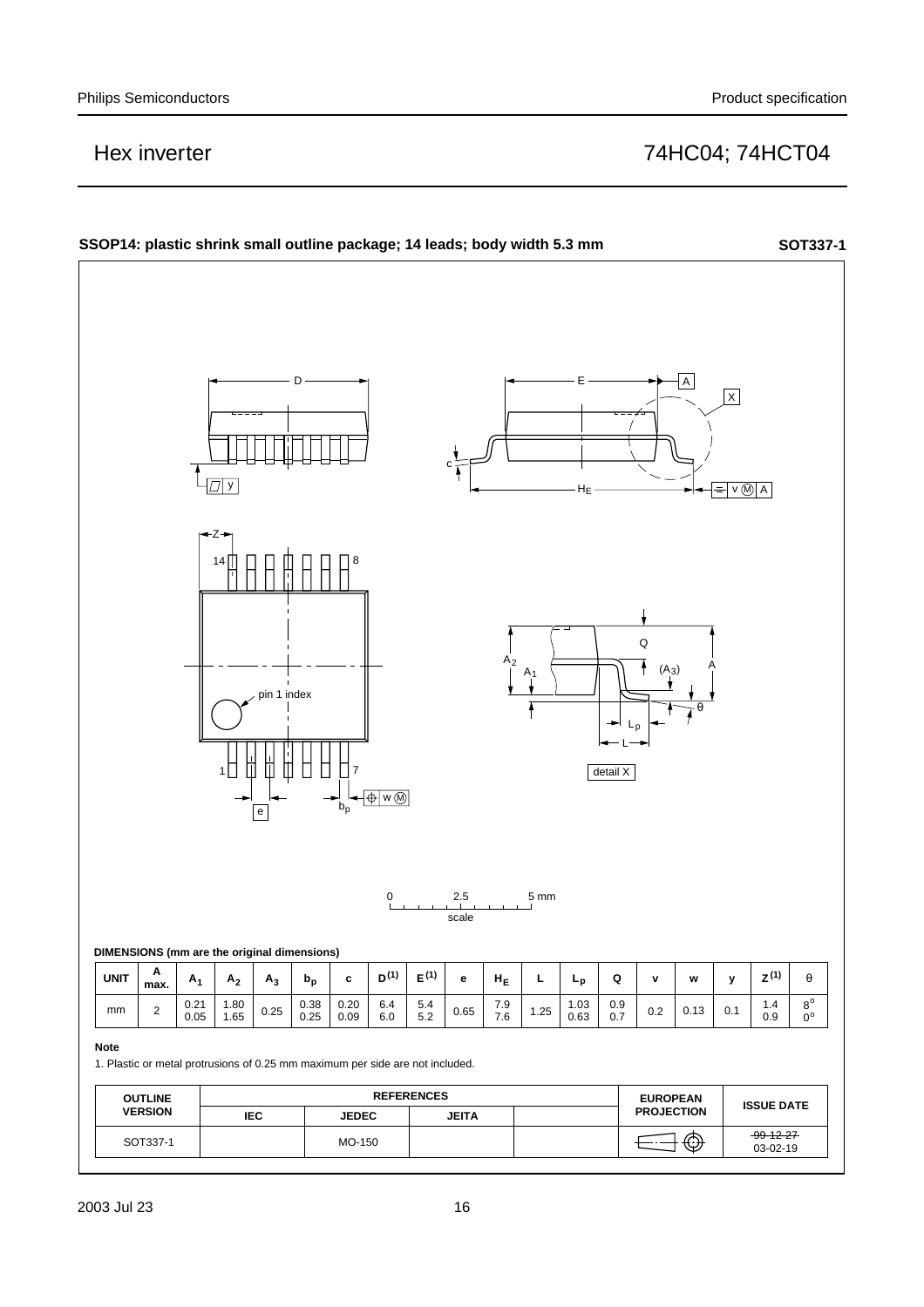**SSOP14: plastic shrink small outline package; 14 leads; body width 5.3 mm** **SOT337-1**

**DIMENSIONS (mm are the original dimensions)**

| UNIT | A max. | $A_1$ | $A_2$ | $A_3$ | $b_p$ | c | $D^{(1)}$ | $E^{(1)}$ | e | $H_E$ | L | $L_p$ | Q | v | w | y | $Z^{(1)}$ | θ |
|---|---|---|---|---|---|---|---|---|---|---|---|---|---|---|---|---|---|---|
| mm | 2 | 0.21<br>0.05 | 1.80<br>1.65 | 0.25 | 0.38<br>0.25 | 0.20<br>0.09 | 6.4<br>6.0 | 5.4<br>5.2 | 0.65 | 7.9<br>7.6 | 1.25 | 1.03<br>0.63 | 0.9<br>0.7 | 0.2 | 0.13 | 0.1 | 1.4<br>0.9 | 8°<br>0° |

**Note**

1. Plastic or metal protrusions of 0.25 mm maximum per side are not included.

| OUTLINE VERSION | REFERENCES | | | | EUROPEAN PROJECTION | ISSUE DATE |
|---|---|---|---|---|---|---|
| | IEC | JEDEC | JEITA | | | |
| SOT337-1 | | MO-150 | | | | ~~99-12-27~~<br>03-02-19 |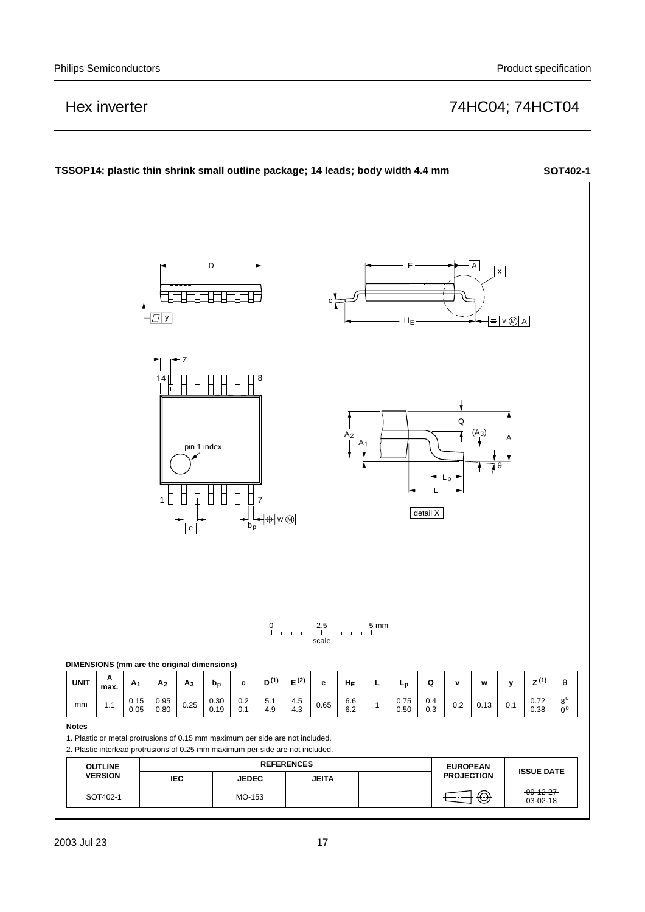## TSSOP14: plastic thin shrink small outline package; 14 leads; body width 4.4 mm **SOT402-1**

DIMENSIONS (mm are the original dimensions)

| UNIT | A max. | $A_1$ | $A_2$ | $A_3$ | $b_p$ | c | $D^{(1)}$ | $E^{(2)}$ | e | $H_E$ | L | $L_p$ | Q | v | w | y | $Z^{(1)}$ | θ |
|---|---|---|---|---|---|---|---|---|---|---|---|---|---|---|---|---|---|---|
| mm | 1.1 | 0.15<br>0.05 | 0.95<br>0.80 | 0.25 | 0.30<br>0.19 | 0.2<br>0.1 | 5.1<br>4.9 | 4.5<br>4.3 | 0.65 | 6.6<br>6.2 | 1 | 0.75<br>0.50 | 0.4<br>0.3 | 0.2 | 0.13 | 0.1 | 0.72<br>0.38 | 8°<br>0° |

**Notes**

1. Plastic or metal protrusions of 0.15 mm maximum per side are not included.
2. Plastic interlead protrusions of 0.25 mm maximum per side are not included.

| OUTLINE VERSION | REFERENCES | | | | EUROPEAN PROJECTION | ISSUE DATE |
|---|---|---|---|---|---|---|
| | IEC | JEDEC | JEITA | | | |
| SOT402-1 | | MO-153 | | | | ~~99-12-27~~<br>03-02-18 |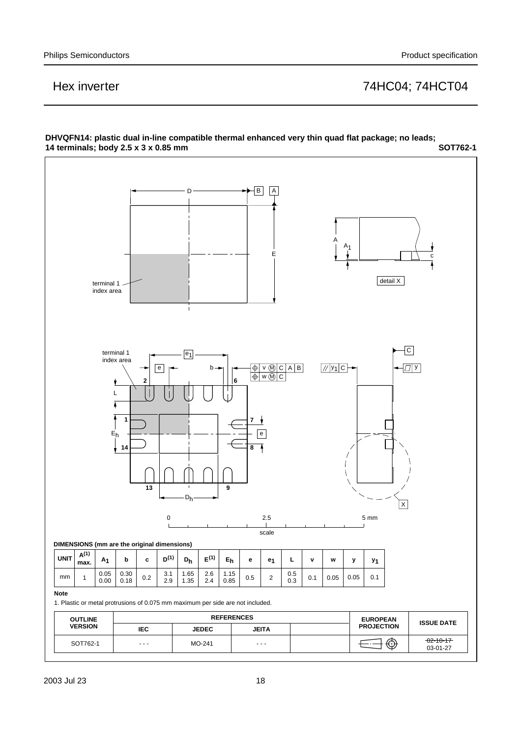**DHVQFN14: plastic dual in-line compatible thermal enhanced very thin quad flat package; no leads; 14 terminals; body 2.5 x 3 x 0.85 mm** **SOT762-1**

**DIMENSIONS (mm are the original dimensions)**

| UNIT | A(1) max. | $A_1$ | b | c | D(1) | $D_h$ | E(1) | $E_h$ | e | $e_1$ | L | v | w | y | $y_1$ |
|---|---|---|---|---|---|---|---|---|---|---|---|---|---|---|---|
| mm | 1 | 0.05<br>0.00 | 0.30<br>0.18 | 0.2 | 3.1<br>2.9 | 1.65<br>1.35 | 2.6<br>2.4 | 1.15<br>0.85 | 0.5 | 2 | 0.5<br>0.3 | 0.1 | 0.05 | 0.05 | 0.1 |

**Note**

1. Plastic or metal protrusions of 0.075 mm maximum per side are not included.

| OUTLINE VERSION | REFERENCES | | | | EUROPEAN PROJECTION | ISSUE DATE |
|---|---|---|---|---|---|---|
| | IEC | JEDEC | JEITA | | | |
| SOT762-1 | - - - | MO-241 | - - - | | | ~~02-10-17~~<br>03-01-27 |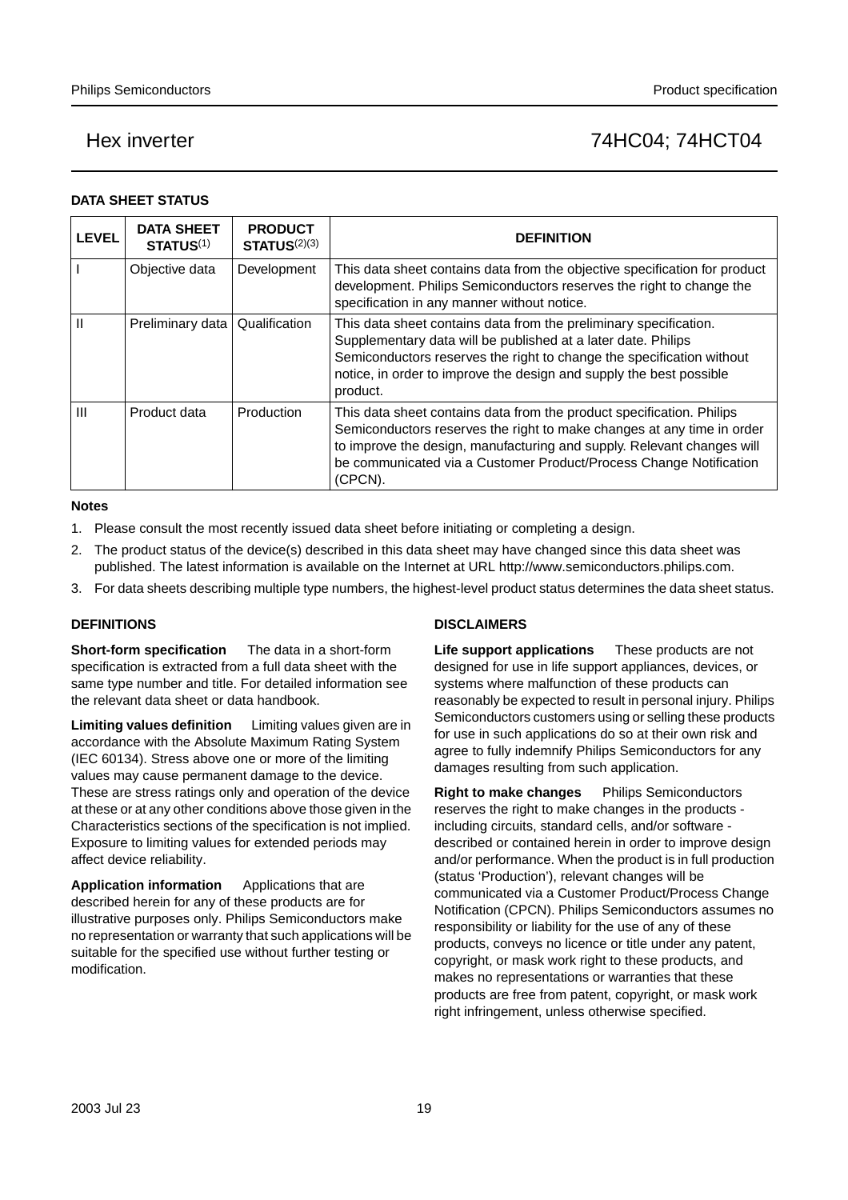## DATA SHEET STATUS

| LEVEL | DATA SHEET STATUS[1] | PRODUCT STATUS[2][3] | DEFINITION |
|---|---|---|---|
| I | Objective data | Development | This data sheet contains data from the objective specification for product development. Philips Semiconductors reserves the right to change the specification in any manner without notice. |
| II | Preliminary data | Qualification | This data sheet contains data from the preliminary specification. Supplementary data will be published at a later date. Philips Semiconductors reserves the right to change the specification without notice, in order to improve the design and supply the best possible product. |
| III | Product data | Production | This data sheet contains data from the product specification. Philips Semiconductors reserves the right to make changes at any time in order to improve the design, manufacturing and supply. Relevant changes will be communicated via a Customer Product/Process Change Notification (CPCN). |

**Notes**

1. Please consult the most recently issued data sheet before initiating or completing a design.
2. The product status of the device(s) described in this data sheet may have changed since this data sheet was published. The latest information is available on the Internet at URL http://www.semiconductors.philips.com.
3. For data sheets describing multiple type numbers, the highest-level product status determines the data sheet status.

## DEFINITIONS

**Short-form specification** The data in a short-form specification is extracted from a full data sheet with the same type number and title. For detailed information see the relevant data sheet or data handbook.

**Limiting values definition** Limiting values given are in accordance with the Absolute Maximum Rating System (IEC 60134). Stress above one or more of the limiting values may cause permanent damage to the device. These are stress ratings only and operation of the device at these or at any other conditions above those given in the Characteristics sections of the specification is not implied. Exposure to limiting values for extended periods may affect device reliability.

**Application information** Applications that are described herein for any of these products are for illustrative purposes only. Philips Semiconductors make no representation or warranty that such applications will be suitable for the specified use without further testing or modification.

## DISCLAIMERS

**Life support applications** These products are not designed for use in life support appliances, devices, or systems where malfunction of these products can reasonably be expected to result in personal injury. Philips Semiconductors customers using or selling these products for use in such applications do so at their own risk and agree to fully indemnify Philips Semiconductors for any damages resulting from such application.

**Right to make changes** Philips Semiconductors reserves the right to make changes in the products - including circuits, standard cells, and/or software - described or contained herein in order to improve design and/or performance. When the product is in full production (status 'Production'), relevant changes will be communicated via a Customer Product/Process Change Notification (CPCN). Philips Semiconductors assumes no responsibility or liability for the use of any of these products, conveys no licence or title under any patent, copyright, or mask work right to these products, and makes no representations or warranties that these products are free from patent, copyright, or mask work right infringement, unless otherwise specified.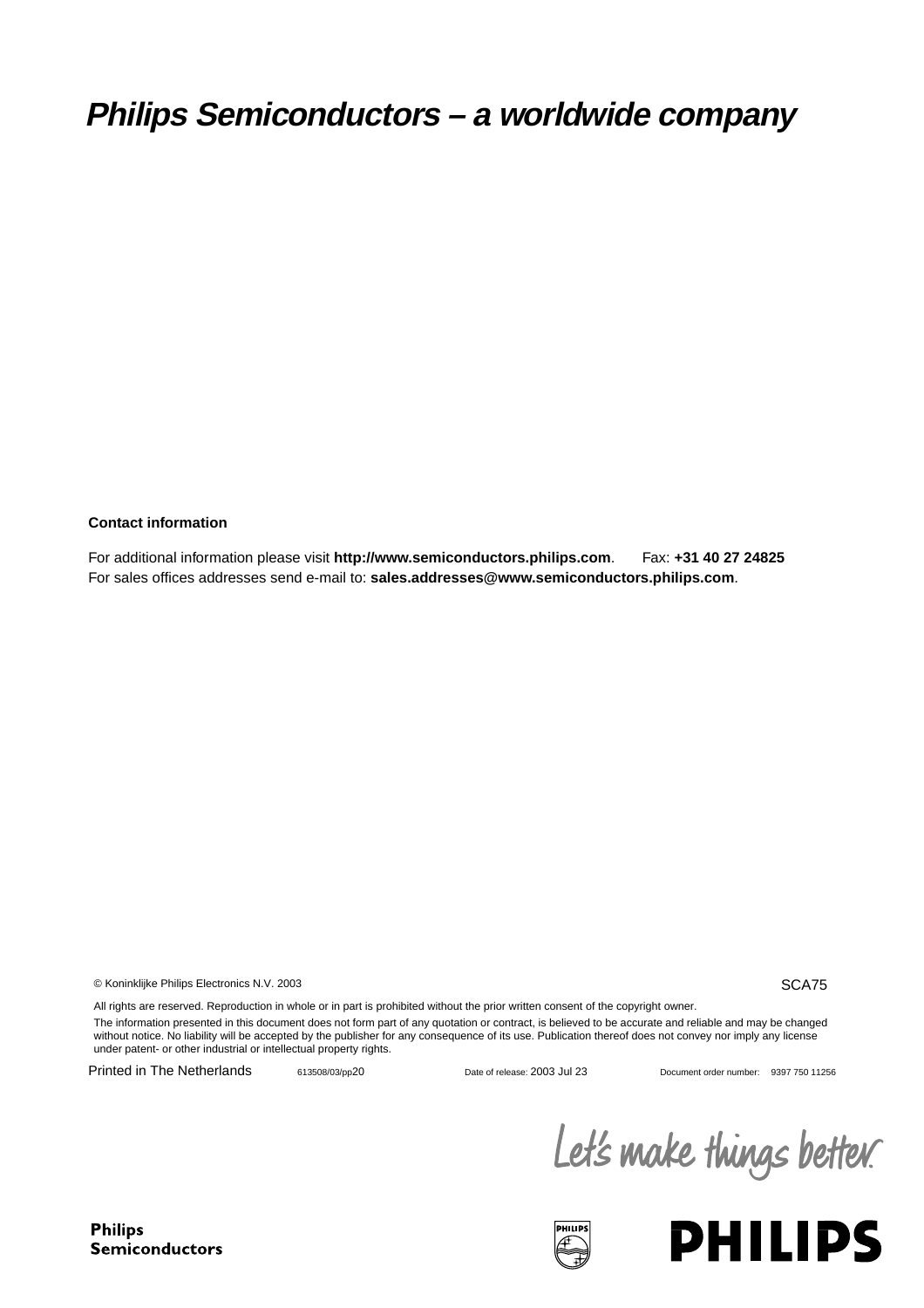# *Philips Semiconductors – a worldwide company*

**Contact information**

For additional information please visit **http://www.semiconductors.philips.com**. Fax: **+31 40 27 24825**
For sales offices addresses send e-mail to: **sales.addresses@www.semiconductors.philips.com**.

© Koninklijke Philips Electronics N.V. 2003 SCA75

All rights are reserved. Reproduction in whole or in part is prohibited without the prior written consent of the copyright owner.

The information presented in this document does not form part of any quotation or contract, is believed to be accurate and reliable and may be changed without notice. No liability will be accepted by the publisher for any consequence of its use. Publication thereof does not convey nor imply any license under patent- or other industrial or intellectual property rights.

Printed in The Netherlands 613508/03/pp20 Date of release: 2003 Jul 23 Document order number: 9397 750 11256

Let's make things better.

Philips Semiconductors

PHILIPS